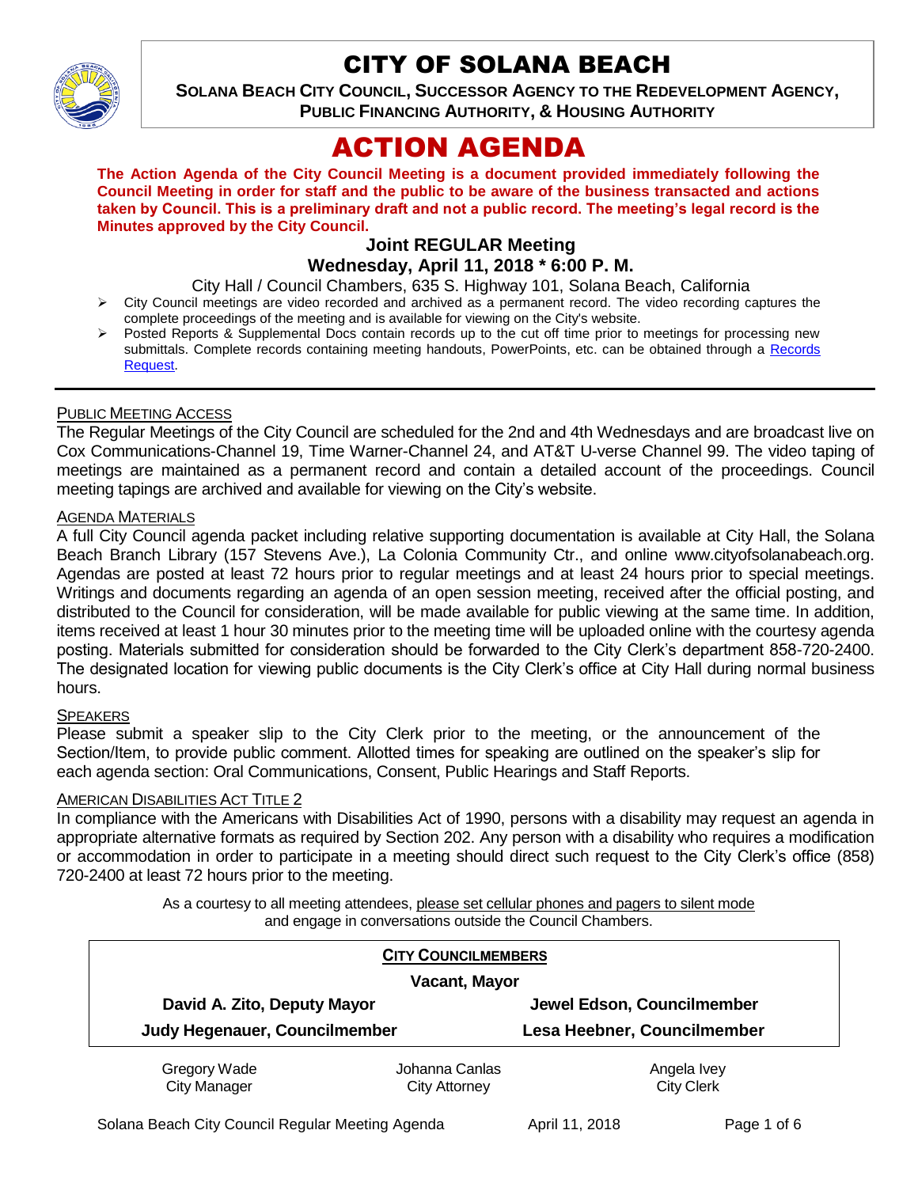# CITY OF SOLANA BEACH

**SOLANA BEACH CITY COUNCIL, SUCCESSOR AGENCY TO THE REDEVELOPMENT AGENCY, PUBLIC FINANCING AUTHORITY, & HOUSING AUTHORITY**

# ACTION AGENDA

**The Action Agenda of the City Council Meeting is a document provided immediately following the Council Meeting in order for staff and the public to be aware of the business transacted and actions taken by Council. This is a preliminary draft and not a public record. The meeting's legal record is the Minutes approved by the City Council.**

## Joint REGULAR Meeting
## Wednesday, April 11, 2018 * 6:00 P. M.

City Hall / Council Chambers, 635 S. Highway 101, Solana Beach, California

- City Council meetings are video recorded and archived as a permanent record. The video recording captures the complete proceedings of the meeting and is available for viewing on the City's website.
- Posted Reports & Supplemental Docs contain records up to the cut off time prior to meetings for processing new submittals. Complete records containing meeting handouts, PowerPoints, etc. can be obtained through a Records Request.

PUBLIC MEETING ACCESS

The Regular Meetings of the City Council are scheduled for the 2nd and 4th Wednesdays and are broadcast live on Cox Communications-Channel 19, Time Warner-Channel 24, and AT&T U-verse Channel 99. The video taping of meetings are maintained as a permanent record and contain a detailed account of the proceedings. Council meeting tapings are archived and available for viewing on the City's website.

AGENDA MATERIALS

A full City Council agenda packet including relative supporting documentation is available at City Hall, the Solana Beach Branch Library (157 Stevens Ave.), La Colonia Community Ctr., and online www.cityofsolanabeach.org. Agendas are posted at least 72 hours prior to regular meetings and at least 24 hours prior to special meetings. Writings and documents regarding an agenda of an open session meeting, received after the official posting, and distributed to the Council for consideration, will be made available for public viewing at the same time. In addition, items received at least 1 hour 30 minutes prior to the meeting time will be uploaded online with the courtesy agenda posting. Materials submitted for consideration should be forwarded to the City Clerk's department 858-720-2400. The designated location for viewing public documents is the City Clerk's office at City Hall during normal business hours.

SPEAKERS

Please submit a speaker slip to the City Clerk prior to the meeting, or the announcement of the Section/Item, to provide public comment. Allotted times for speaking are outlined on the speaker's slip for each agenda section: Oral Communications, Consent, Public Hearings and Staff Reports.

AMERICAN DISABILITIES ACT TITLE 2

In compliance with the Americans with Disabilities Act of 1990, persons with a disability may request an agenda in appropriate alternative formats as required by Section 202. Any person with a disability who requires a modification or accommodation in order to participate in a meeting should direct such request to the City Clerk's office (858) 720-2400 at least 72 hours prior to the meeting.

As a courtesy to all meeting attendees, please set cellular phones and pagers to silent mode and engage in conversations outside the Council Chambers.

**CITY COUNCILMEMBERS**

**Vacant, Mayor**

| | |
|---|---|
| **David A. Zito, Deputy Mayor** | **Jewel Edson, Councilmember** |
| **Judy Hegenauer, Councilmember** | **Lesa Heebner, Councilmember** |

| | | |
|---|---|---|
| Gregory Wade<br>City Manager | Johanna Canlas<br>City Attorney | Angela Ivey<br>City Clerk |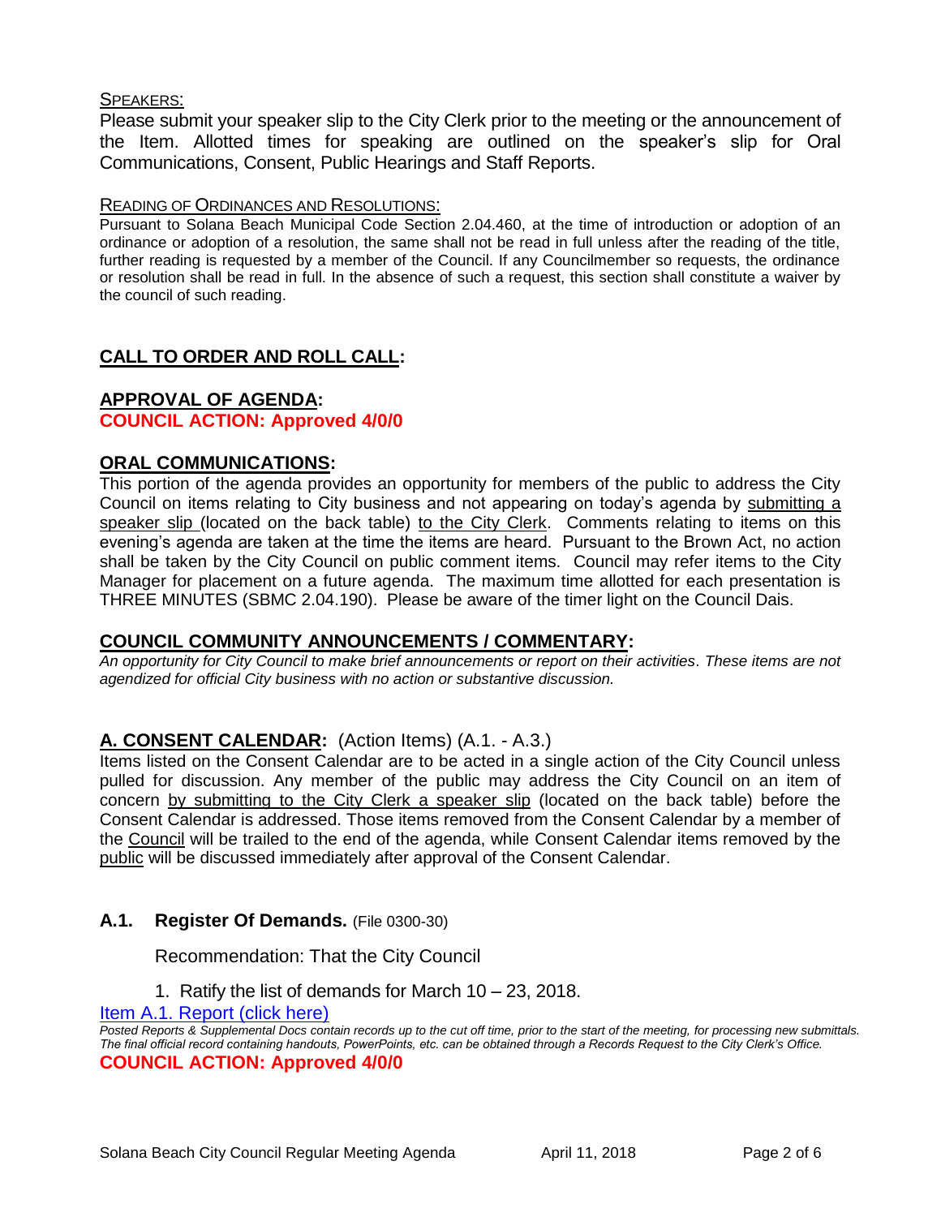SPEAKERS:

Please submit your speaker slip to the City Clerk prior to the meeting or the announcement of the Item. Allotted times for speaking are outlined on the speaker's slip for Oral Communications, Consent, Public Hearings and Staff Reports.

READING OF ORDINANCES AND RESOLUTIONS:

Pursuant to Solana Beach Municipal Code Section 2.04.460, at the time of introduction or adoption of an ordinance or adoption of a resolution, the same shall not be read in full unless after the reading of the title, further reading is requested by a member of the Council. If any Councilmember so requests, the ordinance or resolution shall be read in full. In the absence of such a request, this section shall constitute a waiver by the council of such reading.

## CALL TO ORDER AND ROLL CALL:

## APPROVAL OF AGENDA:

**COUNCIL ACTION: Approved 4/0/0**

## ORAL COMMUNICATIONS:

This portion of the agenda provides an opportunity for members of the public to address the City Council on items relating to City business and not appearing on today's agenda by submitting a speaker slip (located on the back table) to the City Clerk. Comments relating to items on this evening's agenda are taken at the time the items are heard. Pursuant to the Brown Act, no action shall be taken by the City Council on public comment items. Council may refer items to the City Manager for placement on a future agenda. The maximum time allotted for each presentation is THREE MINUTES (SBMC 2.04.190). Please be aware of the timer light on the Council Dais.

## COUNCIL COMMUNITY ANNOUNCEMENTS / COMMENTARY:

*An opportunity for City Council to make brief announcements or report on their activities. These items are not agendized for official City business with no action or substantive discussion.*

## A. CONSENT CALENDAR: (Action Items) (A.1. - A.3.)

Items listed on the Consent Calendar are to be acted in a single action of the City Council unless pulled for discussion. Any member of the public may address the City Council on an item of concern by submitting to the City Clerk a speaker slip (located on the back table) before the Consent Calendar is addressed. Those items removed from the Consent Calendar by a member of the Council will be trailed to the end of the agenda, while Consent Calendar items removed by the public will be discussed immediately after approval of the Consent Calendar.

### A.1. Register Of Demands. (File 0300-30)

Recommendation: That the City Council

1. Ratify the list of demands for March 10 – 23, 2018.

[Item A.1. Report (click here)]

*Posted Reports & Supplemental Docs contain records up to the cut off time, prior to the start of the meeting, for processing new submittals. The final official record containing handouts, PowerPoints, etc. can be obtained through a Records Request to the City Clerk's Office.*

**COUNCIL ACTION: Approved 4/0/0**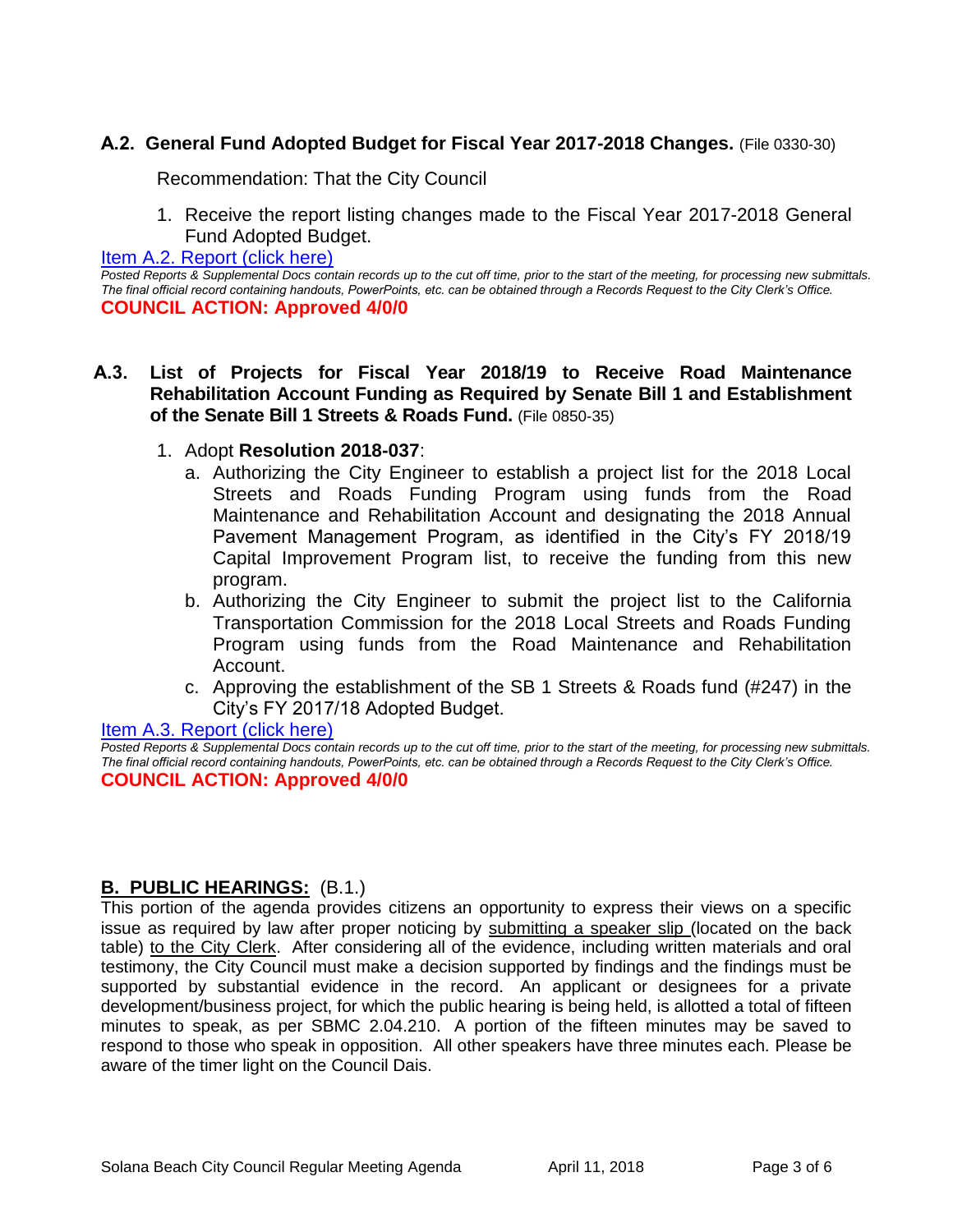### A.2. General Fund Adopted Budget for Fiscal Year 2017-2018 Changes. (File 0330-30)

Recommendation: That the City Council

1. Receive the report listing changes made to the Fiscal Year 2017-2018 General Fund Adopted Budget.

[Item A.2. Report (click here)]

*Posted Reports & Supplemental Docs contain records up to the cut off time, prior to the start of the meeting, for processing new submittals. The final official record containing handouts, PowerPoints, etc. can be obtained through a Records Request to the City Clerk's Office.*

**COUNCIL ACTION: Approved 4/0/0**

### A.3. List of Projects for Fiscal Year 2018/19 to Receive Road Maintenance Rehabilitation Account Funding as Required by Senate Bill 1 and Establishment of the Senate Bill 1 Streets & Roads Fund. (File 0850-35)

1. Adopt **Resolution 2018-037**:
   a. Authorizing the City Engineer to establish a project list for the 2018 Local Streets and Roads Funding Program using funds from the Road Maintenance and Rehabilitation Account and designating the 2018 Annual Pavement Management Program, as identified in the City's FY 2018/19 Capital Improvement Program list, to receive the funding from this new program.
   b. Authorizing the City Engineer to submit the project list to the California Transportation Commission for the 2018 Local Streets and Roads Funding Program using funds from the Road Maintenance and Rehabilitation Account.
   c. Approving the establishment of the SB 1 Streets & Roads fund (#247) in the City's FY 2017/18 Adopted Budget.

[Item A.3. Report (click here)]

*Posted Reports & Supplemental Docs contain records up to the cut off time, prior to the start of the meeting, for processing new submittals. The final official record containing handouts, PowerPoints, etc. can be obtained through a Records Request to the City Clerk's Office.*

**COUNCIL ACTION: Approved 4/0/0**

## B. PUBLIC HEARINGS: (B.1.)

This portion of the agenda provides citizens an opportunity to express their views on a specific issue as required by law after proper noticing by submitting a speaker slip (located on the back table) to the City Clerk. After considering all of the evidence, including written materials and oral testimony, the City Council must make a decision supported by findings and the findings must be supported by substantial evidence in the record. An applicant or designees for a private development/business project, for which the public hearing is being held, is allotted a total of fifteen minutes to speak, as per SBMC 2.04.210. A portion of the fifteen minutes may be saved to respond to those who speak in opposition. All other speakers have three minutes each. Please be aware of the timer light on the Council Dais.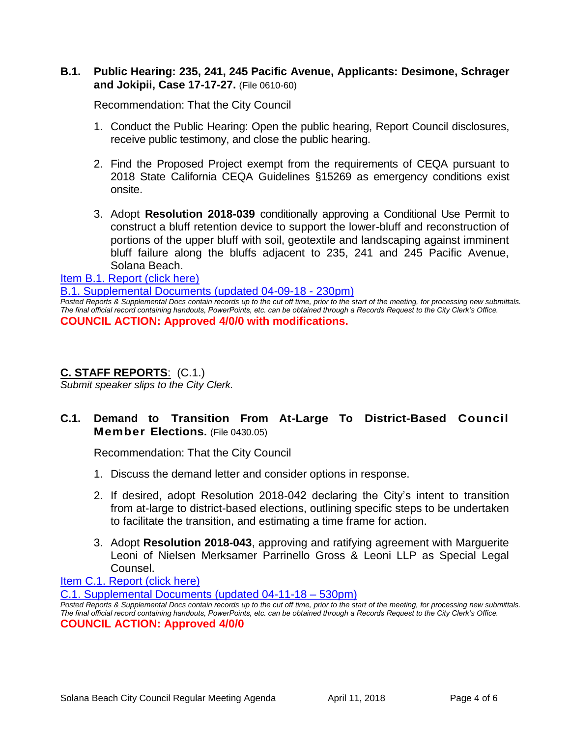### B.1. Public Hearing: 235, 241, 245 Pacific Avenue, Applicants: Desimone, Schrager and Jokipii, Case 17-17-27. (File 0610-60)

Recommendation: That the City Council

1. Conduct the Public Hearing: Open the public hearing, Report Council disclosures, receive public testimony, and close the public hearing.

2. Find the Proposed Project exempt from the requirements of CEQA pursuant to 2018 State California CEQA Guidelines §15269 as emergency conditions exist onsite.

3. Adopt **Resolution 2018-039** conditionally approving a Conditional Use Permit to construct a bluff retention device to support the lower-bluff and reconstruction of portions of the upper bluff with soil, geotextile and landscaping against imminent bluff failure along the bluffs adjacent to 235, 241 and 245 Pacific Avenue, Solana Beach.

Item B.1. Report (click here)

B.1. Supplemental Documents (updated 04-09-18 - 230pm)

*Posted Reports & Supplemental Docs contain records up to the cut off time, prior to the start of the meeting, for processing new submittals. The final official record containing handouts, PowerPoints, etc. can be obtained through a Records Request to the City Clerk's Office.*

**COUNCIL ACTION: Approved 4/0/0 with modifications.**

## C. STAFF REPORTS: (C.1.)

*Submit speaker slips to the City Clerk.*

### C.1. Demand to Transition From At-Large To District-Based Council Member Elections. (File 0430.05)

Recommendation: That the City Council

1. Discuss the demand letter and consider options in response.

2. If desired, adopt Resolution 2018-042 declaring the City's intent to transition from at-large to district-based elections, outlining specific steps to be undertaken to facilitate the transition, and estimating a time frame for action.

3. Adopt **Resolution 2018-043**, approving and ratifying agreement with Marguerite Leoni of Nielsen Merksamer Parrinello Gross & Leoni LLP as Special Legal Counsel.

Item C.1. Report (click here)

C.1. Supplemental Documents (updated 04-11-18 – 530pm)

*Posted Reports & Supplemental Docs contain records up to the cut off time, prior to the start of the meeting, for processing new submittals. The final official record containing handouts, PowerPoints, etc. can be obtained through a Records Request to the City Clerk's Office.*

**COUNCIL ACTION: Approved 4/0/0**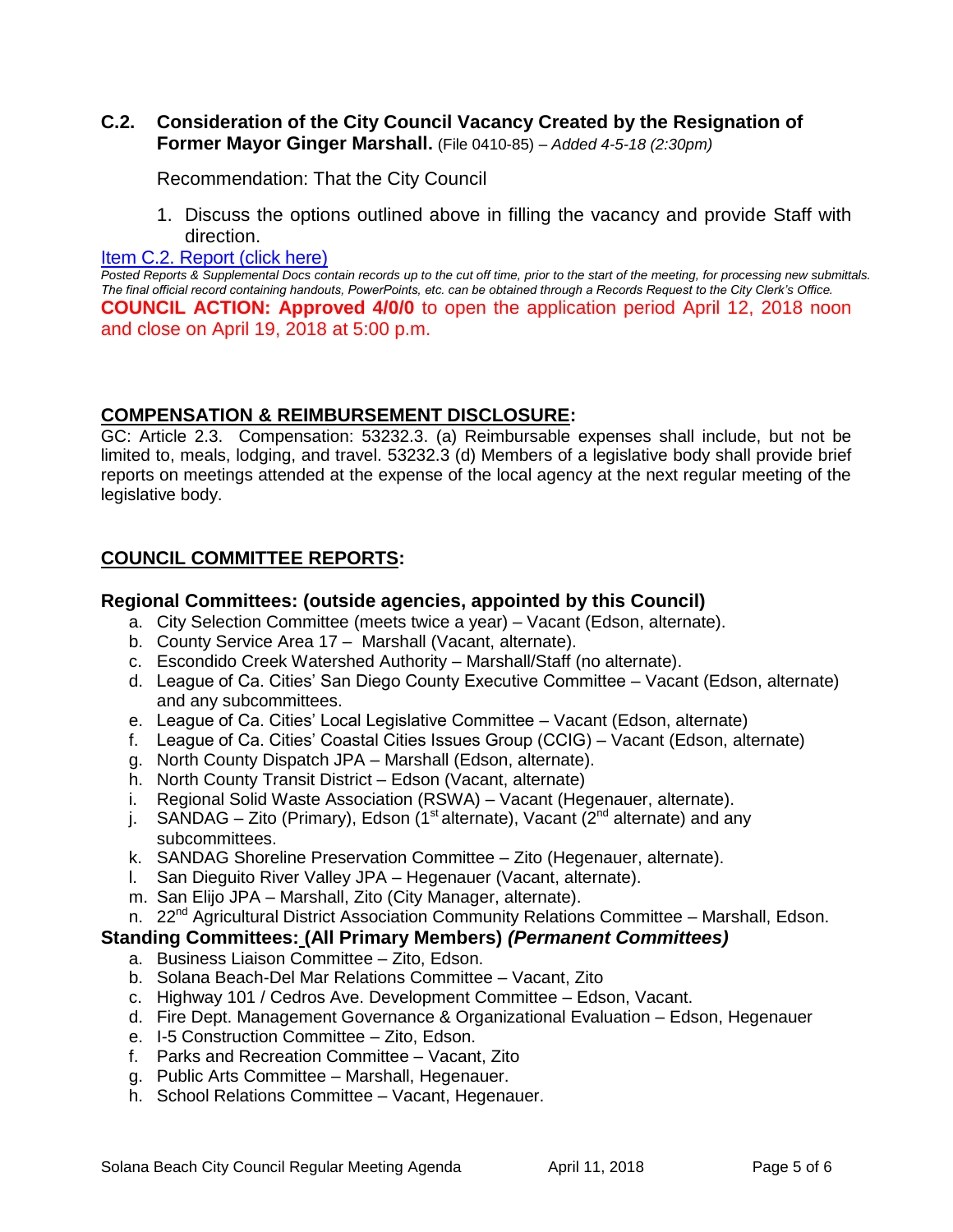### C.2. Consideration of the City Council Vacancy Created by the Resignation of Former Mayor Ginger Marshall. (File 0410-85) – *Added 4-5-18 (2:30pm)*

Recommendation: That the City Council

1. Discuss the options outlined above in filling the vacancy and provide Staff with direction.

[Item C.2. Report (click here)](#)

*Posted Reports & Supplemental Docs contain records up to the cut off time, prior to the start of the meeting, for processing new submittals. The final official record containing handouts, PowerPoints, etc. can be obtained through a Records Request to the City Clerk's Office.*

**COUNCIL ACTION: Approved 4/0/0** to open the application period April 12, 2018 noon and close on April 19, 2018 at 5:00 p.m.

## COMPENSATION & REIMBURSEMENT DISCLOSURE:

GC: Article 2.3. Compensation: 53232.3. (a) Reimbursable expenses shall include, but not be limited to, meals, lodging, and travel. 53232.3 (d) Members of a legislative body shall provide brief reports on meetings attended at the expense of the local agency at the next regular meeting of the legislative body.

## COUNCIL COMMITTEE REPORTS:

### Regional Committees: (outside agencies, appointed by this Council)

a. City Selection Committee (meets twice a year) – Vacant (Edson, alternate).
b. County Service Area 17 – Marshall (Vacant, alternate).
c. Escondido Creek Watershed Authority – Marshall/Staff (no alternate).
d. League of Ca. Cities' San Diego County Executive Committee – Vacant (Edson, alternate) and any subcommittees.
e. League of Ca. Cities' Local Legislative Committee – Vacant (Edson, alternate)
f. League of Ca. Cities' Coastal Cities Issues Group (CCIG) – Vacant (Edson, alternate)
g. North County Dispatch JPA – Marshall (Edson, alternate).
h. North County Transit District – Edson (Vacant, alternate)
i. Regional Solid Waste Association (RSWA) – Vacant (Hegenauer, alternate).
j. SANDAG – Zito (Primary), Edson (1st alternate), Vacant (2nd alternate) and any subcommittees.
k. SANDAG Shoreline Preservation Committee – Zito (Hegenauer, alternate).
l. San Dieguito River Valley JPA – Hegenauer (Vacant, alternate).
m. San Elijo JPA – Marshall, Zito (City Manager, alternate).
n. 22nd Agricultural District Association Community Relations Committee – Marshall, Edson.

### Standing Committees: (All Primary Members) *(Permanent Committees)*

a. Business Liaison Committee – Zito, Edson.
b. Solana Beach-Del Mar Relations Committee – Vacant, Zito
c. Highway 101 / Cedros Ave. Development Committee – Edson, Vacant.
d. Fire Dept. Management Governance & Organizational Evaluation – Edson, Hegenauer
e. I-5 Construction Committee – Zito, Edson.
f. Parks and Recreation Committee – Vacant, Zito
g. Public Arts Committee – Marshall, Hegenauer.
h. School Relations Committee – Vacant, Hegenauer.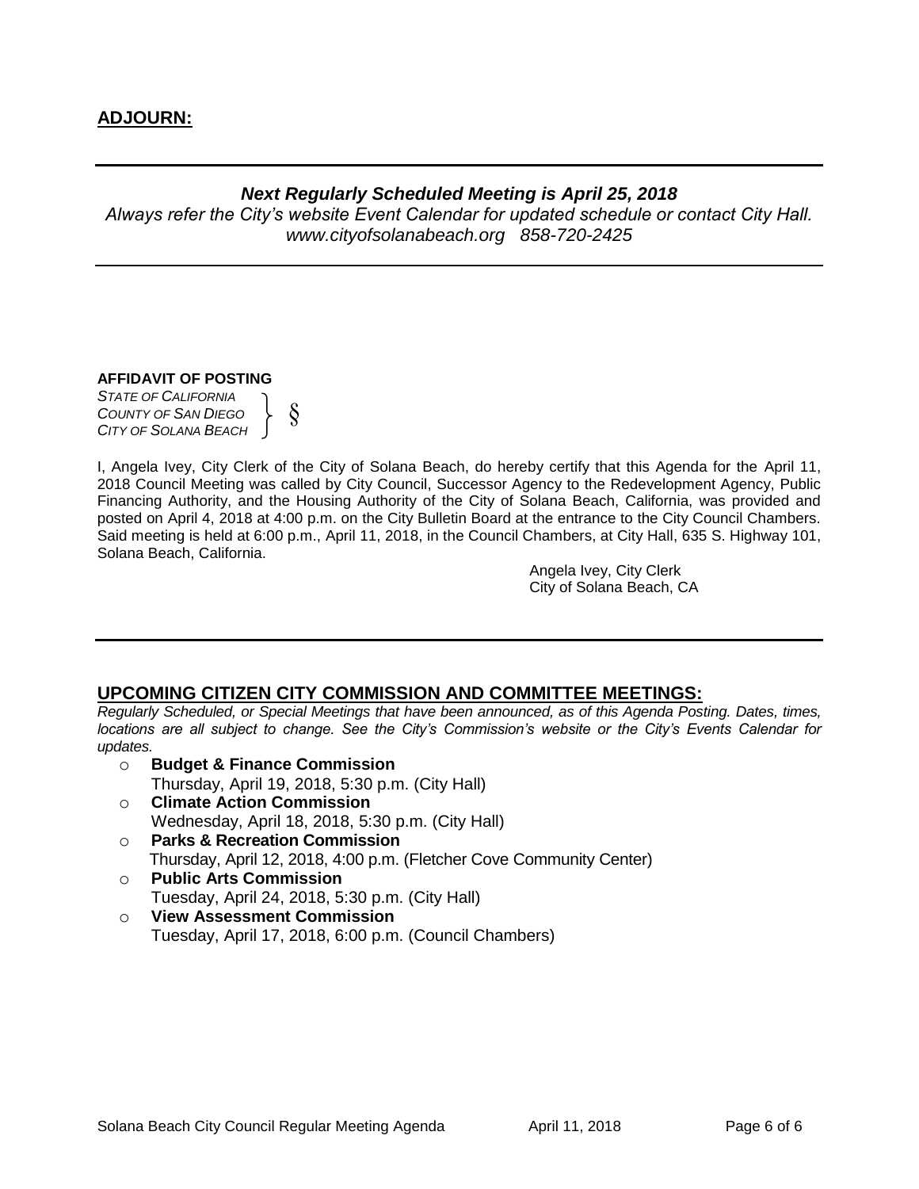## ADJOURN:

---

***Next Regularly Scheduled Meeting is April 25, 2018***

*Always refer the City's website Event Calendar for updated schedule or contact City Hall. www.cityofsolanabeach.org 858-720-2425*

---

**AFFIDAVIT OF POSTING**

*STATE OF CALIFORNIA*
*COUNTY OF SAN DIEGO* } §
*CITY OF SOLANA BEACH*

I, Angela Ivey, City Clerk of the City of Solana Beach, do hereby certify that this Agenda for the April 11, 2018 Council Meeting was called by City Council, Successor Agency to the Redevelopment Agency, Public Financing Authority, and the Housing Authority of the City of Solana Beach, California, was provided and posted on April 4, 2018 at 4:00 p.m. on the City Bulletin Board at the entrance to the City Council Chambers. Said meeting is held at 6:00 p.m., April 11, 2018, in the Council Chambers, at City Hall, 635 S. Highway 101, Solana Beach, California.

Angela Ivey, City Clerk
City of Solana Beach, CA

---

## UPCOMING CITIZEN CITY COMMISSION AND COMMITTEE MEETINGS:

*Regularly Scheduled, or Special Meetings that have been announced, as of this Agenda Posting. Dates, times, locations are all subject to change. See the City's Commission's website or the City's Events Calendar for updates.*

- **Budget & Finance Commission**
  Thursday, April 19, 2018, 5:30 p.m. (City Hall)
- **Climate Action Commission**
  Wednesday, April 18, 2018, 5:30 p.m. (City Hall)
- **Parks & Recreation Commission**
  Thursday, April 12, 2018, 4:00 p.m. (Fletcher Cove Community Center)
- **Public Arts Commission**
  Tuesday, April 24, 2018, 5:30 p.m. (City Hall)
- **View Assessment Commission**
  Tuesday, April 17, 2018, 6:00 p.m. (Council Chambers)